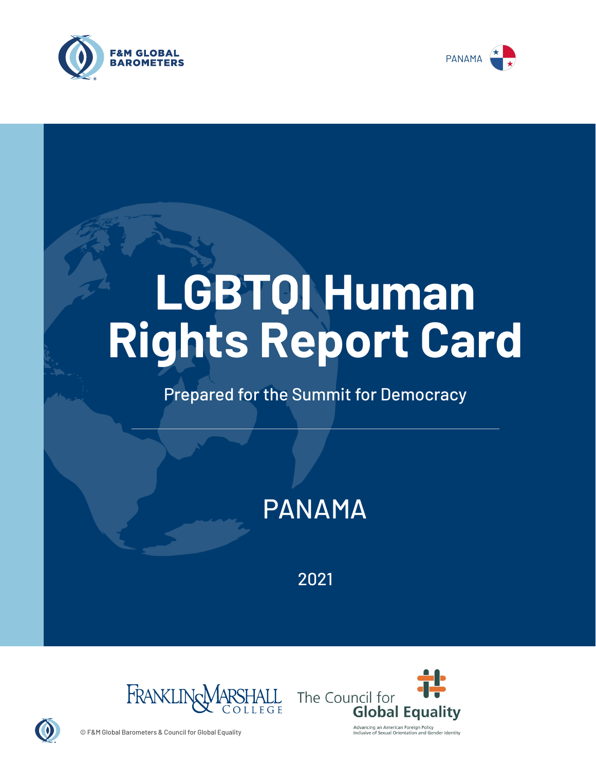F&M GLOBAL BAROMETERS

PANAMA

# LGBTQI Human Rights Report Card

Prepared for the Summit for Democracy

## PANAMA

2021

Franklin & Marshall College

The Council for Global Equality

Advancing an American Foreign Policy Inclusive of Sexual Orientation and Gender Identity

© F&M Global Barometers & Council for Global Equality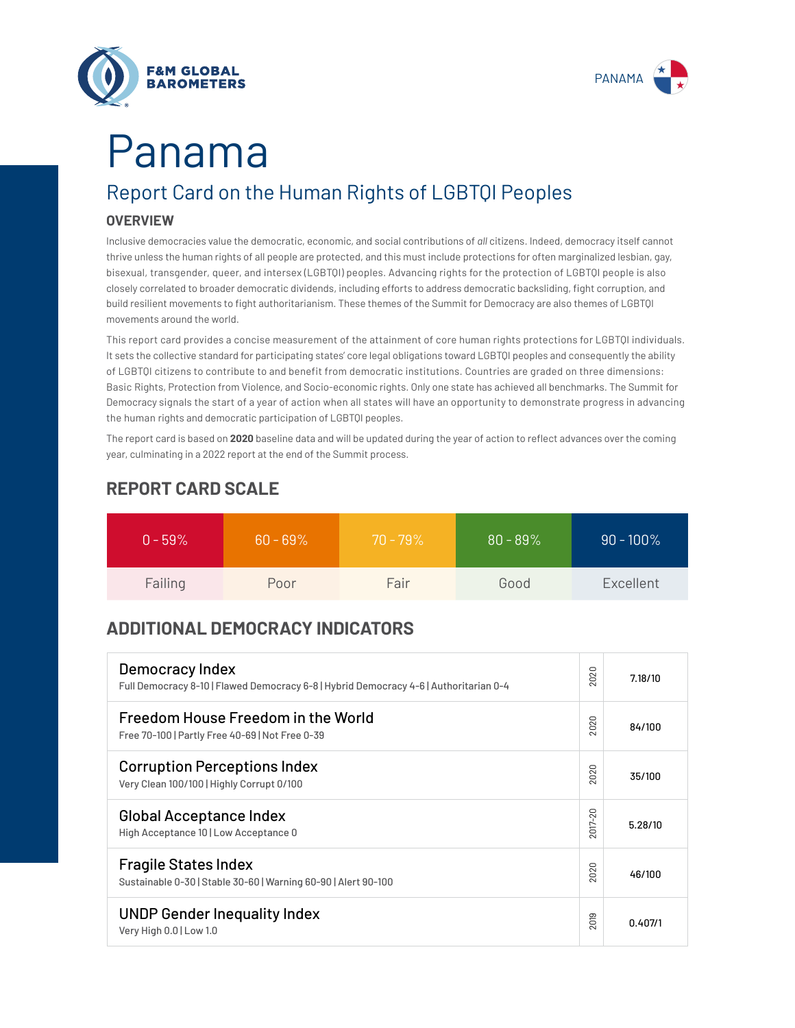# Panama

## Report Card on the Human Rights of LGBTQI Peoples

### OVERVIEW

Inclusive democracies value the democratic, economic, and social contributions of *all* citizens. Indeed, democracy itself cannot thrive unless the human rights of all people are protected, and this must include protections for often marginalized lesbian, gay, bisexual, transgender, queer, and intersex (LGBTQI) peoples. Advancing rights for the protection of LGBTQI people is also closely correlated to broader democratic dividends, including efforts to address democratic backsliding, fight corruption, and build resilient movements to fight authoritarianism. These themes of the Summit for Democracy are also themes of LGBTQI movements around the world.

This report card provides a concise measurement of the attainment of core human rights protections for LGBTQI individuals. It sets the collective standard for participating states' core legal obligations toward LGBTQI peoples and consequently the ability of LGBTQI citizens to contribute to and benefit from democratic institutions. Countries are graded on three dimensions: Basic Rights, Protection from Violence, and Socio-economic rights. Only one state has achieved all benchmarks. The Summit for Democracy signals the start of a year of action when all states will have an opportunity to demonstrate progress in advancing the human rights and democratic participation of LGBTQI peoples.

The report card is based on **2020** baseline data and will be updated during the year of action to reflect advances over the coming year, culminating in a 2022 report at the end of the Summit process.

## REPORT CARD SCALE

| 0 - 59% | 60 - 69% | 70 - 79% | 80 - 89% | 90 - 100% |
|---|---|---|---|---|
| Failing | Poor | Fair | Good | Excellent |

## ADDITIONAL DEMOCRACY INDICATORS

| Indicator | Year | Score |
|---|---|---|
| **Democracy Index**<br>Full Democracy 8-10 \| Flawed Democracy 6-8 \| Hybrid Democracy 4-6 \| Authoritarian 0-4 | 2020 | 7.18/10 |
| **Freedom House Freedom in the World**<br>Free 70-100 \| Partly Free 40-69 \| Not Free 0-39 | 2020 | 84/100 |
| **Corruption Perceptions Index**<br>Very Clean 100/100 \| Highly Corrupt 0/100 | 2020 | 35/100 |
| **Global Acceptance Index**<br>High Acceptance 10 \| Low Acceptance 0 | 2017-20 | 5.28/10 |
| **Fragile States Index**<br>Sustainable 0-30 \| Stable 30-60 \| Warning 60-90 \| Alert 90-100 | 2020 | 46/100 |
| **UNDP Gender Inequality Index**<br>Very High 0.0 \| Low 1.0 | 2019 | 0.407/1 |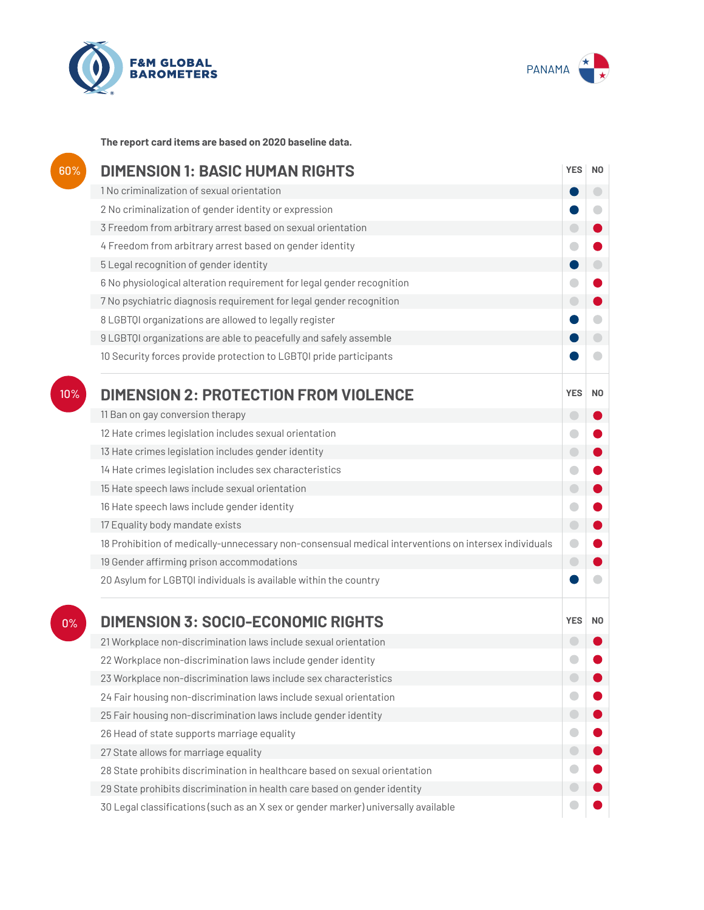F&M GLOBAL BAROMETERS

PANAMA

**The report card items are based on 2020 baseline data.**

## 60% DIMENSION 1: BASIC HUMAN RIGHTS

| Item | YES | NO |
|---|---|---|
| 1 No criminalization of sexual orientation | ● | |
| 2 No criminalization of gender identity or expression | ● | |
| 3 Freedom from arbitrary arrest based on sexual orientation | | ● |
| 4 Freedom from arbitrary arrest based on gender identity | | ● |
| 5 Legal recognition of gender identity | ● | |
| 6 No physiological alteration requirement for legal gender recognition | | ● |
| 7 No psychiatric diagnosis requirement for legal gender recognition | | ● |
| 8 LGBTQI organizations are allowed to legally register | ● | |
| 9 LGBTQI organizations are able to peacefully and safely assemble | ● | |
| 10 Security forces provide protection to LGBTQI pride participants | ● | |

## 10% DIMENSION 2: PROTECTION FROM VIOLENCE

| Item | YES | NO |
|---|---|---|
| 11 Ban on gay conversion therapy | | ● |
| 12 Hate crimes legislation includes sexual orientation | | ● |
| 13 Hate crimes legislation includes gender identity | | ● |
| 14 Hate crimes legislation includes sex characteristics | | ● |
| 15 Hate speech laws include sexual orientation | | ● |
| 16 Hate speech laws include gender identity | | ● |
| 17 Equality body mandate exists | | ● |
| 18 Prohibition of medically-unnecessary non-consensual medical interventions on intersex individuals | | ● |
| 19 Gender affirming prison accommodations | | ● |
| 20 Asylum for LGBTQI individuals is available within the country | ● | |

## 0% DIMENSION 3: SOCIO-ECONOMIC RIGHTS

| Item | YES | NO |
|---|---|---|
| 21 Workplace non-discrimination laws include sexual orientation | | ● |
| 22 Workplace non-discrimination laws include gender identity | | ● |
| 23 Workplace non-discrimination laws include sex characteristics | | ● |
| 24 Fair housing non-discrimination laws include sexual orientation | | ● |
| 25 Fair housing non-discrimination laws include gender identity | | ● |
| 26 Head of state supports marriage equality | | ● |
| 27 State allows for marriage equality | | ● |
| 28 State prohibits discrimination in healthcare based on sexual orientation | | ● |
| 29 State prohibits discrimination in health care based on gender identity | | ● |
| 30 Legal classifications (such as an X sex or gender marker) universally available | | ● |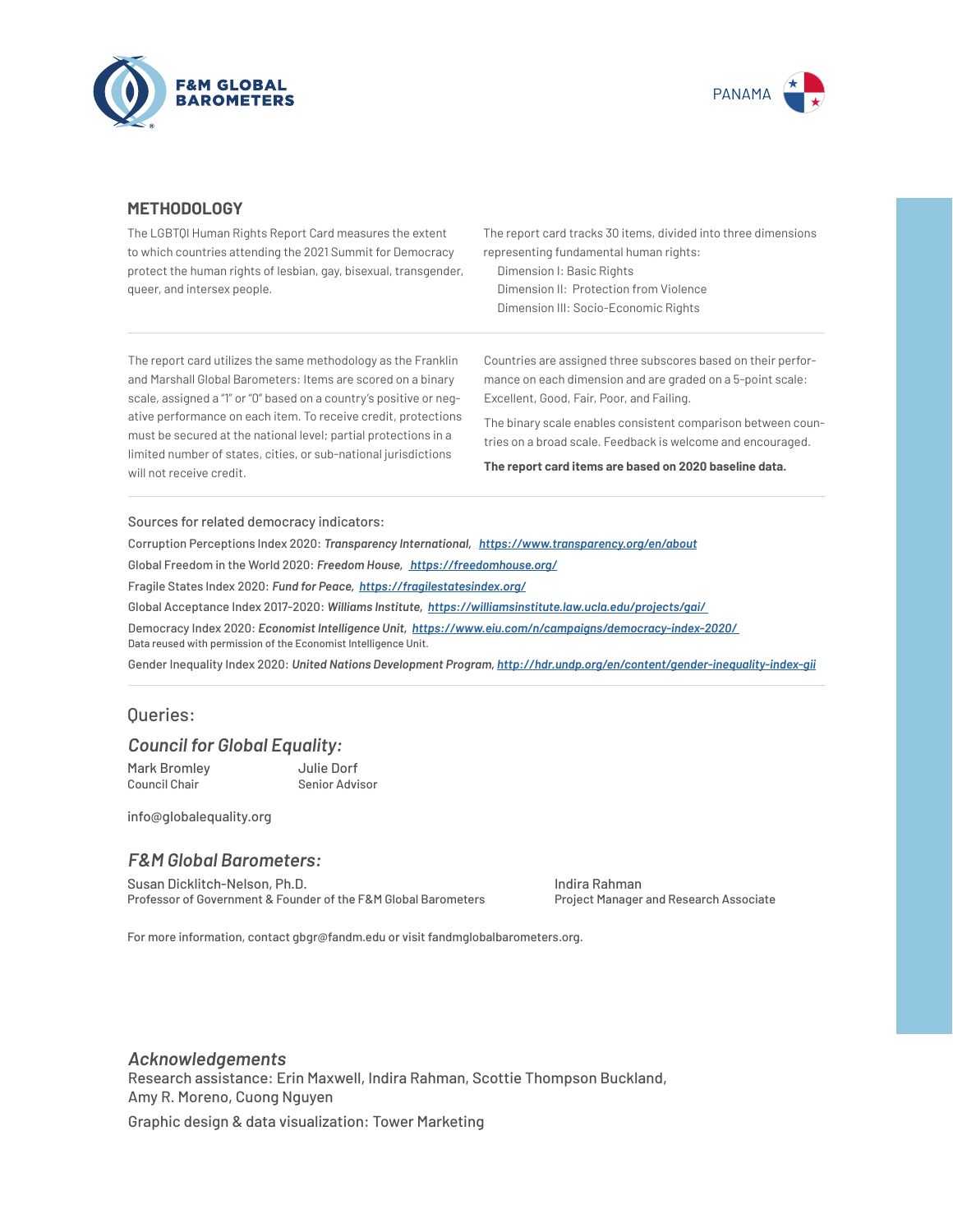F&M GLOBAL BAROMETERS

PANAMA

## METHODOLOGY

The LGBTQI Human Rights Report Card measures the extent to which countries attending the 2021 Summit for Democracy protect the human rights of lesbian, gay, bisexual, transgender, queer, and intersex people.

The report card tracks 30 items, divided into three dimensions representing fundamental human rights:

- Dimension I: Basic Rights
- Dimension II: Protection from Violence
- Dimension III: Socio-Economic Rights

The report card utilizes the same methodology as the Franklin and Marshall Global Barometers: Items are scored on a binary scale, assigned a "1" or "0" based on a country's positive or negative performance on each item. To receive credit, protections must be secured at the national level; partial protections in a limited number of states, cities, or sub-national jurisdictions will not receive credit.

Countries are assigned three subscores based on their performance on each dimension and are graded on a 5-point scale: Excellent, Good, Fair, Poor, and Failing.

The binary scale enables consistent comparison between countries on a broad scale. Feedback is welcome and encouraged.

**The report card items are based on 2020 baseline data.**

Sources for related democracy indicators:

Corruption Perceptions Index 2020: ***Transparency International,*** ***https://www.transparency.org/en/about***

Global Freedom in the World 2020: ***Freedom House,*** ***https://freedomhouse.org/***

Fragile States Index 2020: ***Fund for Peace,*** ***https://fragilestatesindex.org/***

Global Acceptance Index 2017-2020: ***Williams Institute,*** ***https://williamsinstitute.law.ucla.edu/projects/gai/***

Democracy Index 2020: ***Economist Intelligence Unit,*** ***https://www.eiu.com/n/campaigns/democracy-index-2020/***
Data reused with permission of the Economist Intelligence Unit.

Gender Inequality Index 2020: ***United Nations Development Program,*** ***http://hdr.undp.org/en/content/gender-inequality-index-gii***

## Queries:

### *Council for Global Equality:*

Mark Bromley
Council Chair

Julie Dorf
Senior Advisor

info@globalequality.org

### *F&M Global Barometers:*

Susan Dicklitch-Nelson, Ph.D.
Professor of Government & Founder of the F&M Global Barometers

Indira Rahman
Project Manager and Research Associate

For more information, contact gbgr@fandm.edu or visit fandmglobalbarometers.org.

### *Acknowledgements*

Research assistance: Erin Maxwell, Indira Rahman, Scottie Thompson Buckland, Amy R. Moreno, Cuong Nguyen

Graphic design & data visualization: Tower Marketing